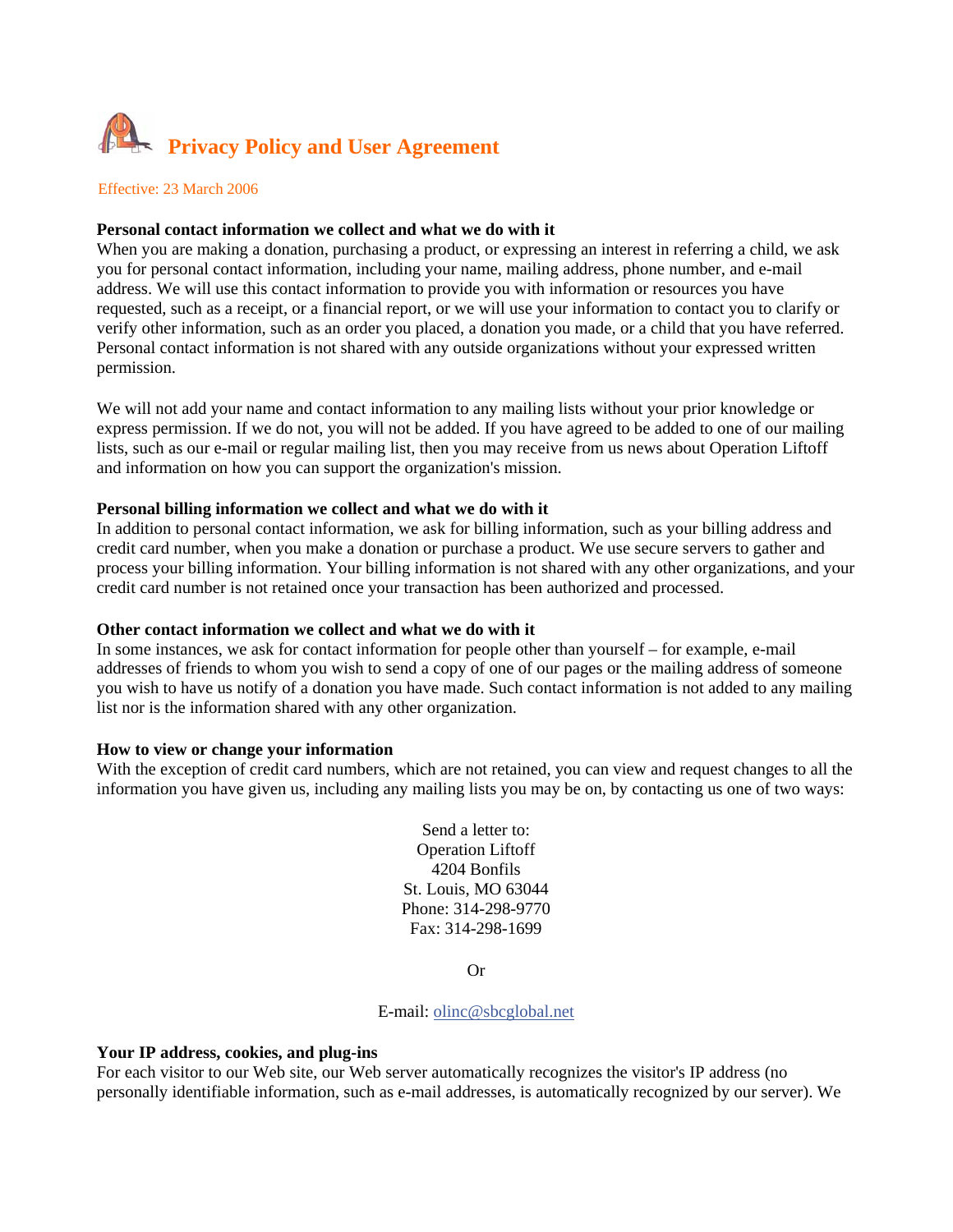# Privacy Policy and User Agreement

Effective: 23 March 2006

**Personal contact information we collect and what we do with it**

When you are making a donation, purchasing a product, or expressing an interest in referring a child, we ask you for personal contact information, including your name, mailing address, phone number, and e-mail address. We will use this contact information to provide you with information or resources you have requested, such as a receipt, or a financial report, or we will use your information to contact you to clarify or verify other information, such as an order you placed, a donation you made, or a child that you have referred. Personal contact information is not shared with any outside organizations without your expressed written permission.

We will not add your name and contact information to any mailing lists without your prior knowledge or express permission. If we do not, you will not be added. If you have agreed to be added to one of our mailing lists, such as our e-mail or regular mailing list, then you may receive from us news about Operation Liftoff and information on how you can support the organization's mission.

**Personal billing information we collect and what we do with it**

In addition to personal contact information, we ask for billing information, such as your billing address and credit card number, when you make a donation or purchase a product. We use secure servers to gather and process your billing information. Your billing information is not shared with any other organizations, and your credit card number is not retained once your transaction has been authorized and processed.

**Other contact information we collect and what we do with it**

In some instances, we ask for contact information for people other than yourself – for example, e-mail addresses of friends to whom you wish to send a copy of one of our pages or the mailing address of someone you wish to have us notify of a donation you have made. Such contact information is not added to any mailing list nor is the information shared with any other organization.

**How to view or change your information**

With the exception of credit card numbers, which are not retained, you can view and request changes to all the information you have given us, including any mailing lists you may be on, by contacting us one of two ways:

Send a letter to:
Operation Liftoff
4204 Bonfils
St. Louis, MO 63044
Phone: 314-298-9770
Fax: 314-298-1699

Or

E-mail: olinc@sbcglobal.net

**Your IP address, cookies, and plug-ins**

For each visitor to our Web site, our Web server automatically recognizes the visitor's IP address (no personally identifiable information, such as e-mail addresses, is automatically recognized by our server). We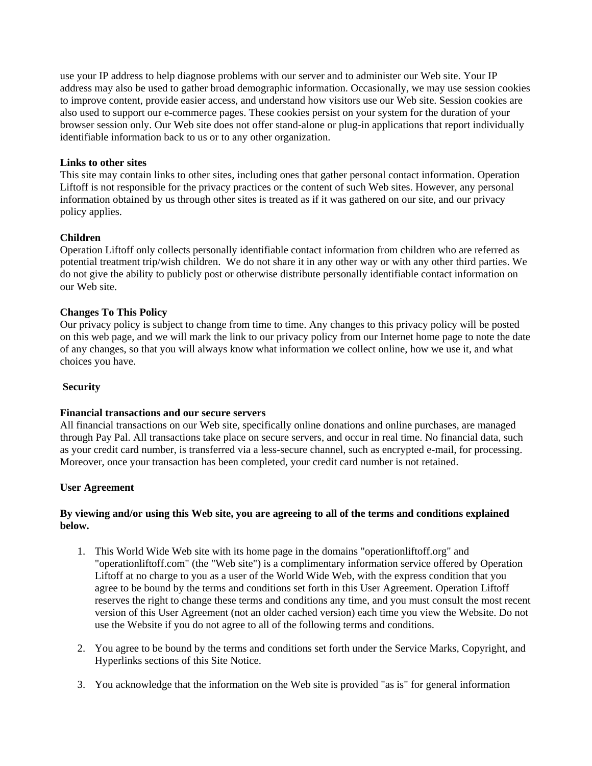use your IP address to help diagnose problems with our server and to administer our Web site. Your IP address may also be used to gather broad demographic information. Occasionally, we may use session cookies to improve content, provide easier access, and understand how visitors use our Web site. Session cookies are also used to support our e-commerce pages. These cookies persist on your system for the duration of your browser session only. Our Web site does not offer stand-alone or plug-in applications that report individually identifiable information back to us or to any other organization.

**Links to other sites**
This site may contain links to other sites, including ones that gather personal contact information. Operation Liftoff is not responsible for the privacy practices or the content of such Web sites. However, any personal information obtained by us through other sites is treated as if it was gathered on our site, and our privacy policy applies.

**Children**
Operation Liftoff only collects personally identifiable contact information from children who are referred as potential treatment trip/wish children. We do not share it in any other way or with any other third parties. We do not give the ability to publicly post or otherwise distribute personally identifiable contact information on our Web site.

**Changes To This Policy**
Our privacy policy is subject to change from time to time. Any changes to this privacy policy will be posted on this web page, and we will mark the link to our privacy policy from our Internet home page to note the date of any changes, so that you will always know what information we collect online, how we use it, and what choices you have.

**Security**

**Financial transactions and our secure servers**
All financial transactions on our Web site, specifically online donations and online purchases, are managed through Pay Pal. All transactions take place on secure servers, and occur in real time. No financial data, such as your credit card number, is transferred via a less-secure channel, such as encrypted e-mail, for processing. Moreover, once your transaction has been completed, your credit card number is not retained.

**User Agreement**

**By viewing and/or using this Web site, you are agreeing to all of the terms and conditions explained below.**

1. This World Wide Web site with its home page in the domains "operationliftoff.org" and "operationliftoff.com" (the "Web site") is a complimentary information service offered by Operation Liftoff at no charge to you as a user of the World Wide Web, with the express condition that you agree to be bound by the terms and conditions set forth in this User Agreement. Operation Liftoff reserves the right to change these terms and conditions any time, and you must consult the most recent version of this User Agreement (not an older cached version) each time you view the Website. Do not use the Website if you do not agree to all of the following terms and conditions.

2. You agree to be bound by the terms and conditions set forth under the Service Marks, Copyright, and Hyperlinks sections of this Site Notice.

3. You acknowledge that the information on the Web site is provided "as is" for general information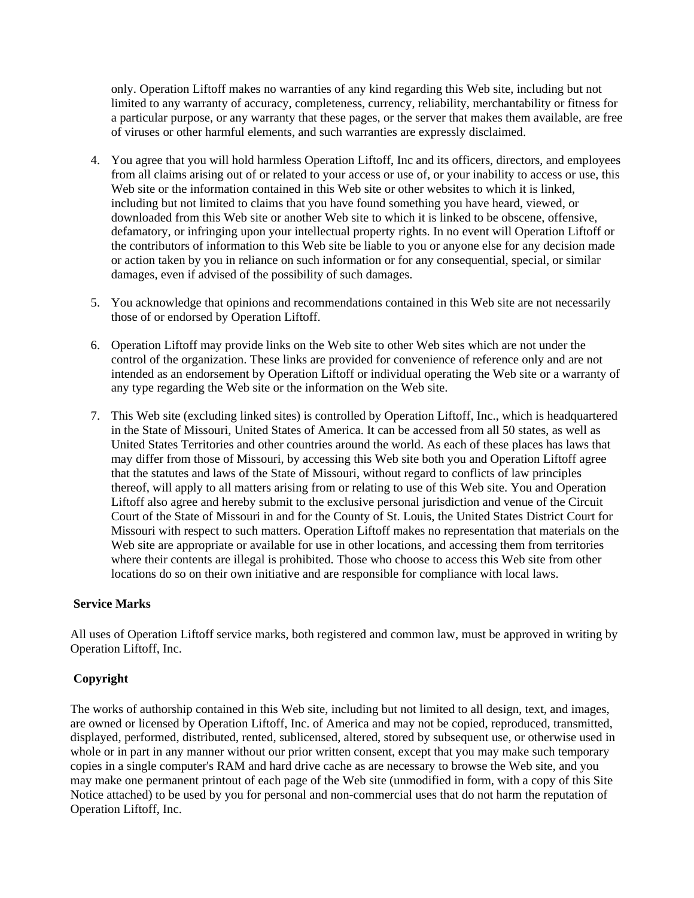only. Operation Liftoff makes no warranties of any kind regarding this Web site, including but not limited to any warranty of accuracy, completeness, currency, reliability, merchantability or fitness for a particular purpose, or any warranty that these pages, or the server that makes them available, are free of viruses or other harmful elements, and such warranties are expressly disclaimed.

4. You agree that you will hold harmless Operation Liftoff, Inc and its officers, directors, and employees from all claims arising out of or related to your access or use of, or your inability to access or use, this Web site or the information contained in this Web site or other websites to which it is linked, including but not limited to claims that you have found something you have heard, viewed, or downloaded from this Web site or another Web site to which it is linked to be obscene, offensive, defamatory, or infringing upon your intellectual property rights. In no event will Operation Liftoff or the contributors of information to this Web site be liable to you or anyone else for any decision made or action taken by you in reliance on such information or for any consequential, special, or similar damages, even if advised of the possibility of such damages.

5. You acknowledge that opinions and recommendations contained in this Web site are not necessarily those of or endorsed by Operation Liftoff.

6. Operation Liftoff may provide links on the Web site to other Web sites which are not under the control of the organization. These links are provided for convenience of reference only and are not intended as an endorsement by Operation Liftoff or individual operating the Web site or a warranty of any type regarding the Web site or the information on the Web site.

7. This Web site (excluding linked sites) is controlled by Operation Liftoff, Inc., which is headquartered in the State of Missouri, United States of America. It can be accessed from all 50 states, as well as United States Territories and other countries around the world. As each of these places has laws that may differ from those of Missouri, by accessing this Web site both you and Operation Liftoff agree that the statutes and laws of the State of Missouri, without regard to conflicts of law principles thereof, will apply to all matters arising from or relating to use of this Web site. You and Operation Liftoff also agree and hereby submit to the exclusive personal jurisdiction and venue of the Circuit Court of the State of Missouri in and for the County of St. Louis, the United States District Court for Missouri with respect to such matters. Operation Liftoff makes no representation that materials on the Web site are appropriate or available for use in other locations, and accessing them from territories where their contents are illegal is prohibited. Those who choose to access this Web site from other locations do so on their own initiative and are responsible for compliance with local laws.

**Service Marks**

All uses of Operation Liftoff service marks, both registered and common law, must be approved in writing by Operation Liftoff, Inc.

**Copyright**

The works of authorship contained in this Web site, including but not limited to all design, text, and images, are owned or licensed by Operation Liftoff, Inc. of America and may not be copied, reproduced, transmitted, displayed, performed, distributed, rented, sublicensed, altered, stored by subsequent use, or otherwise used in whole or in part in any manner without our prior written consent, except that you may make such temporary copies in a single computer's RAM and hard drive cache as are necessary to browse the Web site, and you may make one permanent printout of each page of the Web site (unmodified in form, with a copy of this Site Notice attached) to be used by you for personal and non-commercial uses that do not harm the reputation of Operation Liftoff, Inc.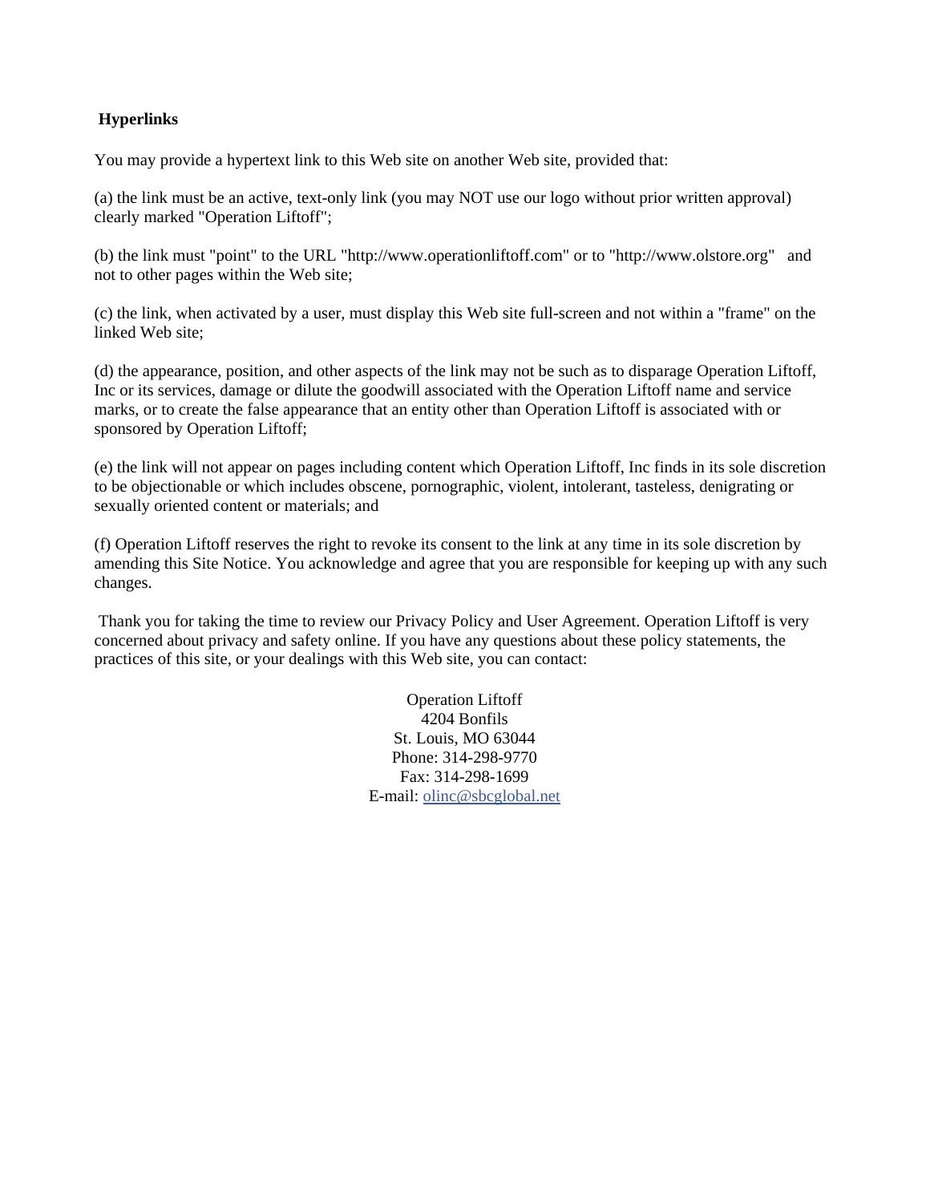**Hyperlinks**

You may provide a hypertext link to this Web site on another Web site, provided that:

(a) the link must be an active, text-only link (you may NOT use our logo without prior written approval) clearly marked "Operation Liftoff";

(b) the link must "point" to the URL "http://www.operationliftoff.com" or to "http://www.olstore.org" and not to other pages within the Web site;

(c) the link, when activated by a user, must display this Web site full-screen and not within a "frame" on the linked Web site;

(d) the appearance, position, and other aspects of the link may not be such as to disparage Operation Liftoff, Inc or its services, damage or dilute the goodwill associated with the Operation Liftoff name and service marks, or to create the false appearance that an entity other than Operation Liftoff is associated with or sponsored by Operation Liftoff;

(e) the link will not appear on pages including content which Operation Liftoff, Inc finds in its sole discretion to be objectionable or which includes obscene, pornographic, violent, intolerant, tasteless, denigrating or sexually oriented content or materials; and

(f) Operation Liftoff reserves the right to revoke its consent to the link at any time in its sole discretion by amending this Site Notice. You acknowledge and agree that you are responsible for keeping up with any such changes.

Thank you for taking the time to review our Privacy Policy and User Agreement. Operation Liftoff is very concerned about privacy and safety online. If you have any questions about these policy statements, the practices of this site, or your dealings with this Web site, you can contact:

Operation Liftoff
4204 Bonfils
St. Louis, MO 63044
Phone: 314-298-9770
Fax: 314-298-1699
E-mail: olinc@sbcglobal.net